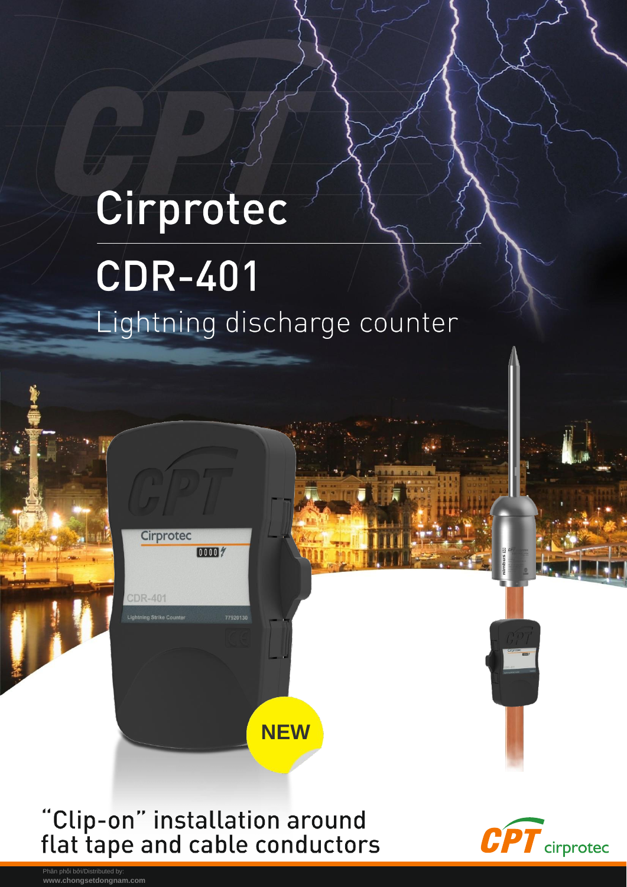# Cirprotec

# CDR-401

## Lightning discharge counter

NEW

"Clip-on" installation around flat tape and cable conductors

Phân phối bởi/Distributed by:
www.chongsetdongnam.com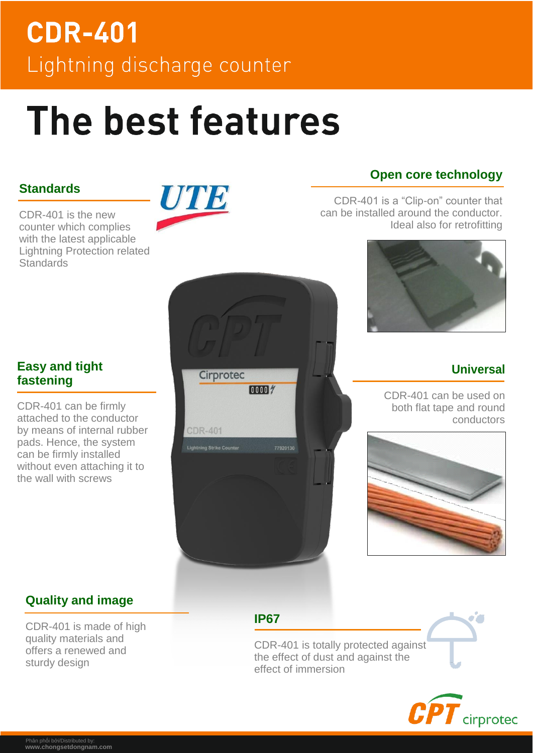# CDR-401

Lightning discharge counter

## The best features

### Standards

CDR-401 is the new counter which complies with the latest applicable Lightning Protection related Standards

### Open core technology

CDR-401 is a “Clip-on” counter that can be installed around the conductor. Ideal also for retrofitting

### Easy and tight fastening

CDR-401 can be firmly attached to the conductor by means of internal rubber pads. Hence, the system can be firmly installed without even attaching it to the wall with screws

### Universal

CDR-401 can be used on both flat tape and round conductors

### Quality and image

CDR-401 is made of high quality materials and offers a renewed and sturdy design

### IP67

CDR-401 is totally protected against the effect of dust and against the effect of immersion

Phân phối bởi/Distributed by:
**www.chongsetdongnam.com**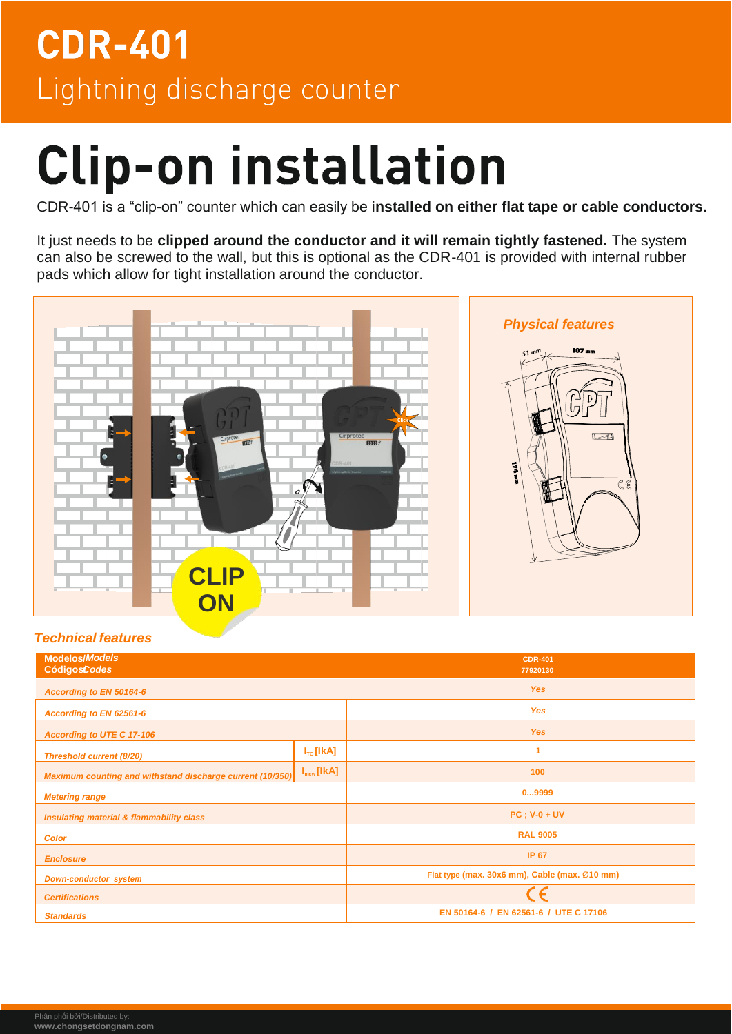# CDR-401

Lightning discharge counter

# Clip-on installation

CDR-401 is a “clip-on” counter which can easily be i**nstalled on either flat tape or cable conductors.**

It just needs to be **clipped around the conductor and it will remain tightly fastened.** The system can also be screwed to the wall, but this is optional as the CDR-401 is provided with internal rubber pads which allow for tight installation around the conductor.

CLIP ON

x2

Click

*Physical features*

51 mm

107 mm

174 mm

*Technical features*

| **Modelos/*Models*** **Códigos/*Codes*** | | **CDR-401** **77920130** |
|---|---|---|
| *According to EN 50164-6* | | *Yes* |
| *According to EN 62561-6* | | *Yes* |
| *According to UTE C 17-106* | | *Yes* |
| *Threshold current (8/20)* | $I_{TC}$ [kA] | 1 |
| *Maximum counting and withstand discharge current (10/350)* | $I_{mcw}$ [kA] | 100 |
| *Metering range* | | 0...9999 |
| *Insulating material & flammability class* | | PC ; V-0 + UV |
| *Color* | | RAL 9005 |
| *Enclosure* | | IP 67 |
| *Down-conductor system* | | Flat type (max. 30x6 mm), Cable (max. Ø10 mm) |
| *Certifications* | | CE |
| *Standards* | | EN 50164-6 / EN 62561-6 / UTE C 17106 |

Phân phối bởi/Distributed by:
**www.chongsetdongnam.com**